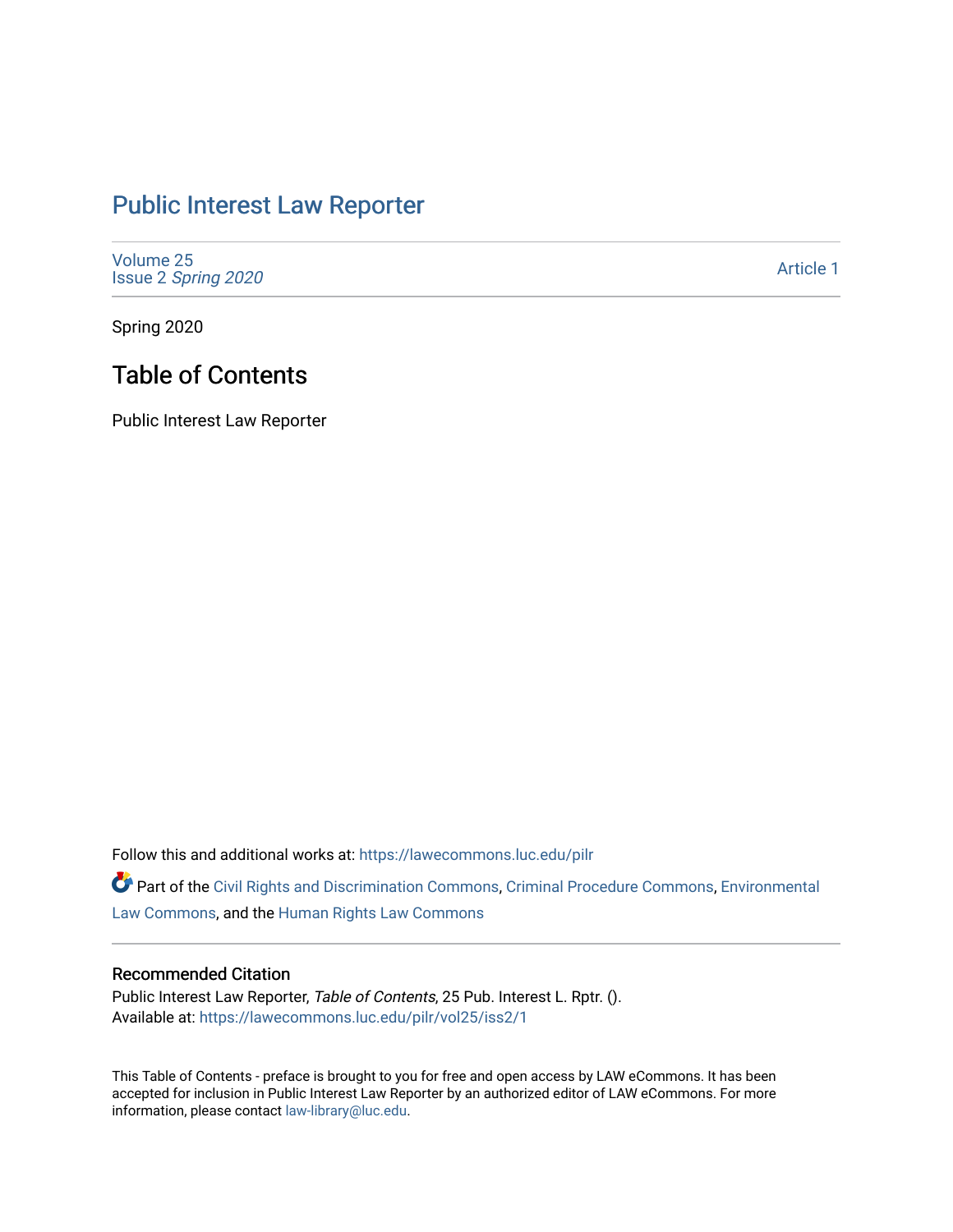# Public Interest Law Reporter

Volume 25
Issue 2 *Spring 2020*

Article 1

Spring 2020

## Table of Contents

Public Interest Law Reporter

Follow this and additional works at: https://lawecommons.luc.edu/pilr

Part of the Civil Rights and Discrimination Commons, Criminal Procedure Commons, Environmental Law Commons, and the Human Rights Law Commons

### Recommended Citation

Public Interest Law Reporter, *Table of Contents*, 25 Pub. Interest L. Rptr. ().
Available at: https://lawecommons.luc.edu/pilr/vol25/iss2/1

This Table of Contents - preface is brought to you for free and open access by LAW eCommons. It has been accepted for inclusion in Public Interest Law Reporter by an authorized editor of LAW eCommons. For more information, please contact law-library@luc.edu.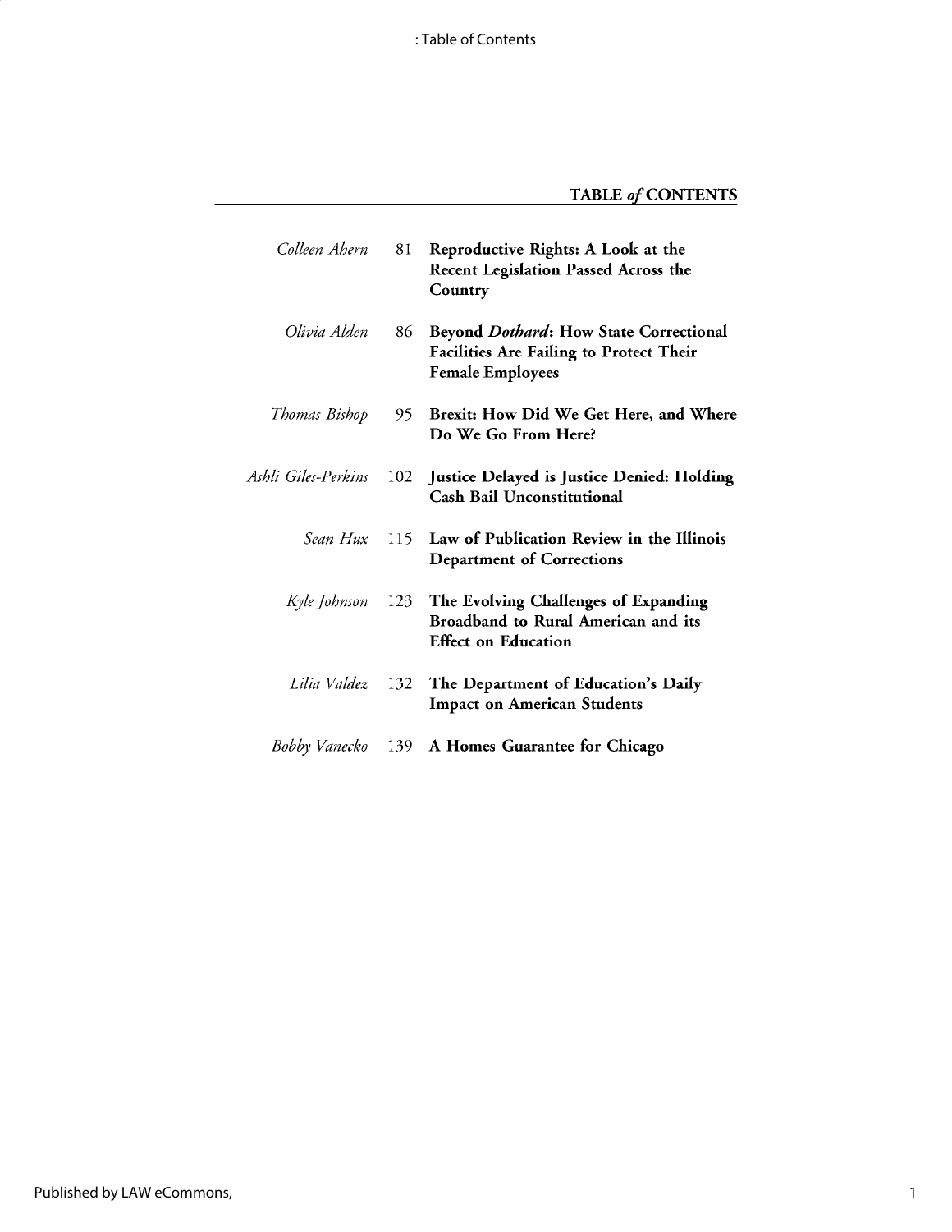# TABLE *of* CONTENTS

| | | |
|---|---|---|
| *Colleen Ahern* | 81 | **Reproductive Rights: A Look at the Recent Legislation Passed Across the Country** |
| *Olivia Alden* | 86 | **Beyond *Dothard*: How State Correctional Facilities Are Failing to Protect Their Female Employees** |
| *Thomas Bishop* | 95 | **Brexit: How Did We Get Here, and Where Do We Go From Here?** |
| *Ashli Giles-Perkins* | 102 | **Justice Delayed is Justice Denied: Holding Cash Bail Unconstitutional** |
| *Sean Hux* | 115 | **Law of Publication Review in the Illinois Department of Corrections** |
| *Kyle Johnson* | 123 | **The Evolving Challenges of Expanding Broadband to Rural American and its Effect on Education** |
| *Lilia Valdez* | 132 | **The Department of Education's Daily Impact on American Students** |
| *Bobby Vanecko* | 139 | **A Homes Guarantee for Chicago** |